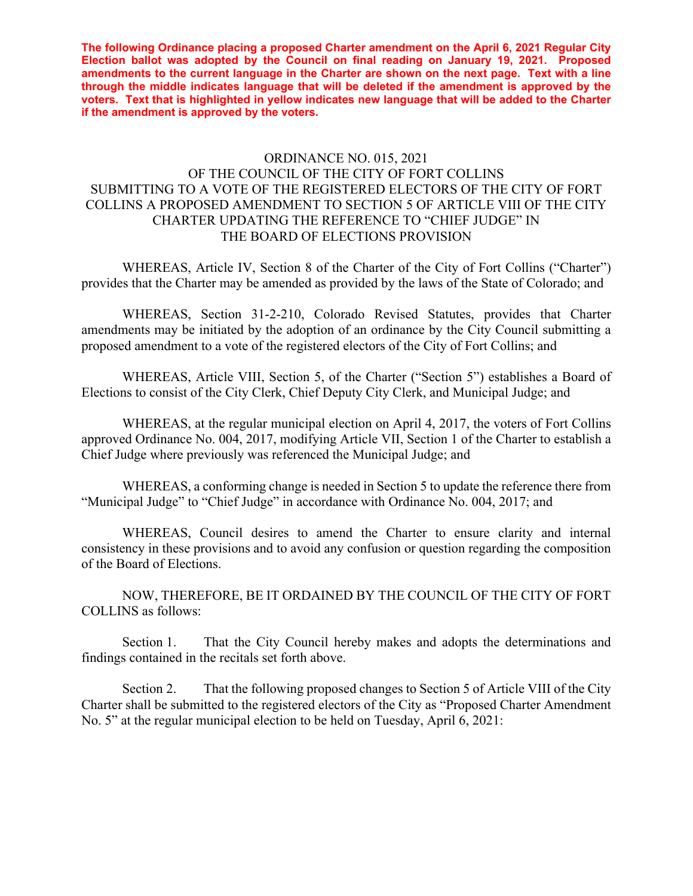**The following Ordinance placing a proposed Charter amendment on the April 6, 2021 Regular City Election ballot was adopted by the Council on final reading on January 19, 2021. Proposed amendments to the current language in the Charter are shown on the next page. Text with a line through the middle indicates language that will be deleted if the amendment is approved by the voters. Text that is highlighted in yellow indicates new language that will be added to the Charter if the amendment is approved by the voters.**

# ORDINANCE NO. 015, 2021
## OF THE COUNCIL OF THE CITY OF FORT COLLINS
## SUBMITTING TO A VOTE OF THE REGISTERED ELECTORS OF THE CITY OF FORT COLLINS A PROPOSED AMENDMENT TO SECTION 5 OF ARTICLE VIII OF THE CITY CHARTER UPDATING THE REFERENCE TO "CHIEF JUDGE" IN THE BOARD OF ELECTIONS PROVISION

WHEREAS, Article IV, Section 8 of the Charter of the City of Fort Collins ("Charter") provides that the Charter may be amended as provided by the laws of the State of Colorado; and

WHEREAS, Section 31-2-210, Colorado Revised Statutes, provides that Charter amendments may be initiated by the adoption of an ordinance by the City Council submitting a proposed amendment to a vote of the registered electors of the City of Fort Collins; and

WHEREAS, Article VIII, Section 5, of the Charter ("Section 5") establishes a Board of Elections to consist of the City Clerk, Chief Deputy City Clerk, and Municipal Judge; and

WHEREAS, at the regular municipal election on April 4, 2017, the voters of Fort Collins approved Ordinance No. 004, 2017, modifying Article VII, Section 1 of the Charter to establish a Chief Judge where previously was referenced the Municipal Judge; and

WHEREAS, a conforming change is needed in Section 5 to update the reference there from "Municipal Judge" to "Chief Judge" in accordance with Ordinance No. 004, 2017; and

WHEREAS, Council desires to amend the Charter to ensure clarity and internal consistency in these provisions and to avoid any confusion or question regarding the composition of the Board of Elections.

NOW, THEREFORE, BE IT ORDAINED BY THE COUNCIL OF THE CITY OF FORT COLLINS as follows:

Section 1. That the City Council hereby makes and adopts the determinations and findings contained in the recitals set forth above.

Section 2. That the following proposed changes to Section 5 of Article VIII of the City Charter shall be submitted to the registered electors of the City as "Proposed Charter Amendment No. 5" at the regular municipal election to be held on Tuesday, April 6, 2021: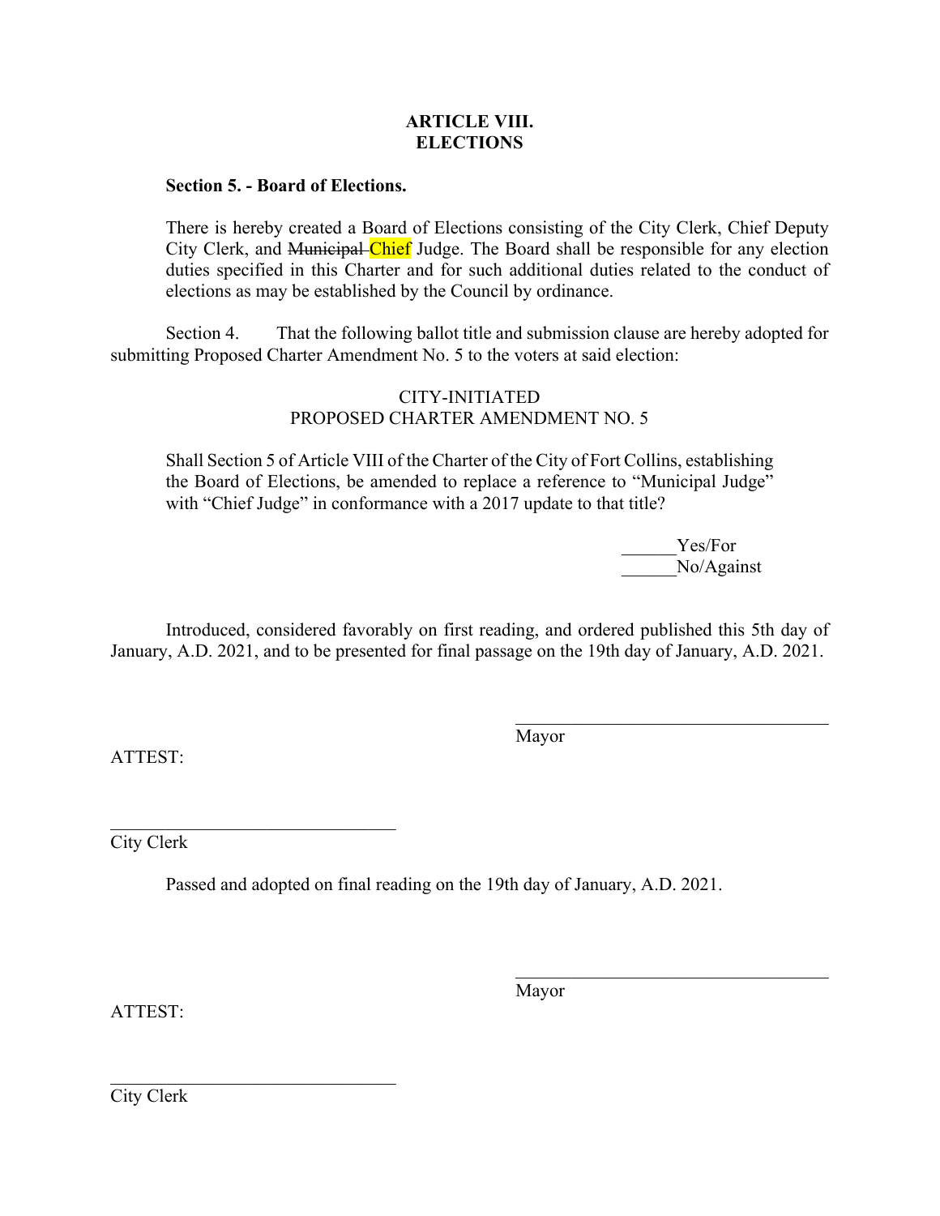**ARTICLE VIII.**
**ELECTIONS**

**Section 5. - Board of Elections.**

There is hereby created a Board of Elections consisting of the City Clerk, Chief Deputy City Clerk, and ~~Municipal~~ Chief Judge. The Board shall be responsible for any election duties specified in this Charter and for such additional duties related to the conduct of elections as may be established by the Council by ordinance.

Section 4. That the following ballot title and submission clause are hereby adopted for submitting Proposed Charter Amendment No. 5 to the voters at said election:

CITY-INITIATED
PROPOSED CHARTER AMENDMENT NO. 5

Shall Section 5 of Article VIII of the Charter of the City of Fort Collins, establishing the Board of Elections, be amended to replace a reference to "Municipal Judge" with "Chief Judge" in conformance with a 2017 update to that title?

______Yes/For
______No/Against

Introduced, considered favorably on first reading, and ordered published this 5th day of January, A.D. 2021, and to be presented for final passage on the 19th day of January, A.D. 2021.

__________________________________
Mayor

ATTEST:

______________________________
City Clerk

Passed and adopted on final reading on the 19th day of January, A.D. 2021.

__________________________________
Mayor

ATTEST:

______________________________
City Clerk